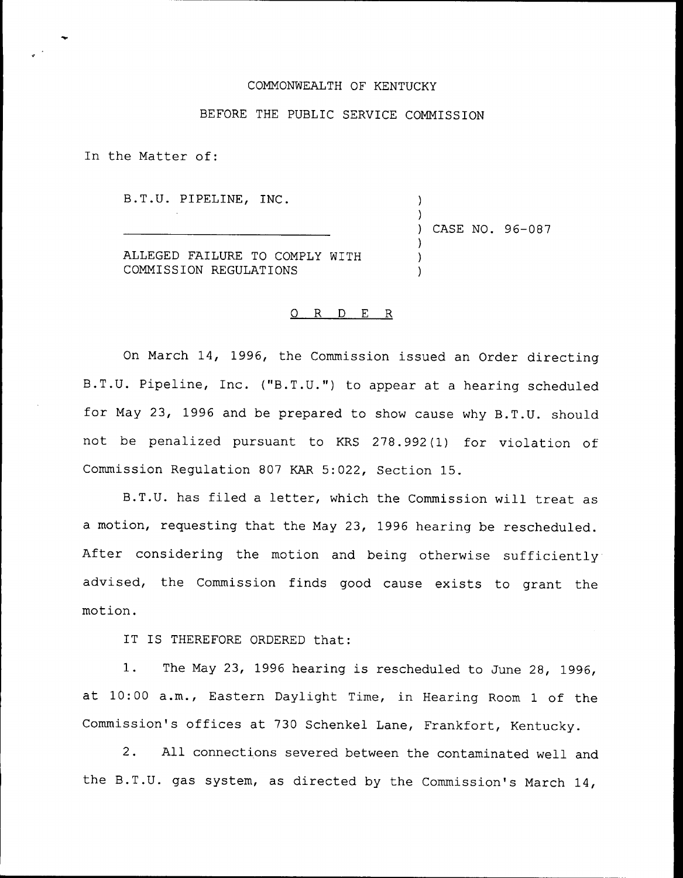COMMONWEALTH OF KENTUCKY

BEFORE THE PUBLIC SERVICE COMMISSION

In the Matter of:

| | |
|---|---|
| B.T.U. PIPELINE, INC. | ) |
| | ) |
| ____________________________ | ) CASE NO. 96-087 |
| | ) |
| ALLEGED FAILURE TO COMPLY WITH | ) |
| COMMISSION REGULATIONS | ) |

O R D E R

On March 14, 1996, the Commission issued an Order directing B.T.U. Pipeline, Inc. ("B.T.U.") to appear at a hearing scheduled for May 23, 1996 and be prepared to show cause why B.T.U. should not be penalized pursuant to KRS 278.992(1) for violation of Commission Regulation 807 KAR 5:022, Section 15.

B.T.U. has filed a letter, which the Commission will treat as a motion, requesting that the May 23, 1996 hearing be rescheduled. After considering the motion and being otherwise sufficiently advised, the Commission finds good cause exists to grant the motion.

IT IS THEREFORE ORDERED that:

1. The May 23, 1996 hearing is rescheduled to June 28, 1996, at 10:00 a.m., Eastern Daylight Time, in Hearing Room 1 of the Commission's offices at 730 Schenkel Lane, Frankfort, Kentucky.

2. All connections severed between the contaminated well and the B.T.U. gas system, as directed by the Commission's March 14,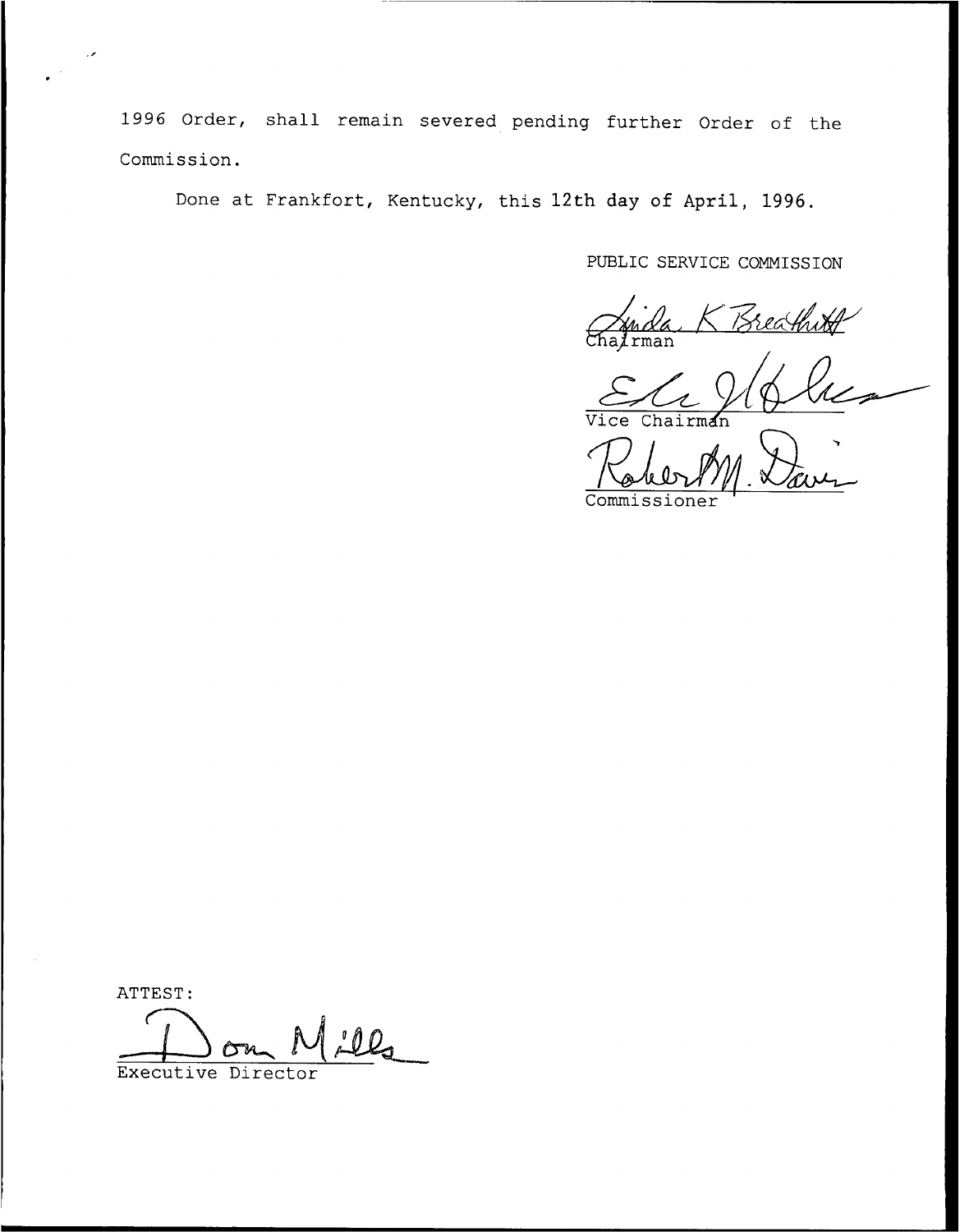1996 Order, shall remain severed pending further Order of the Commission.

Done at Frankfort, Kentucky, this 12th day of April, 1996.

PUBLIC SERVICE COMMISSION

Linda K Breathitt
Chairman

Vice Chairman

Robert M. Davis
Commissioner

ATTEST:

Don Mills
Executive Director